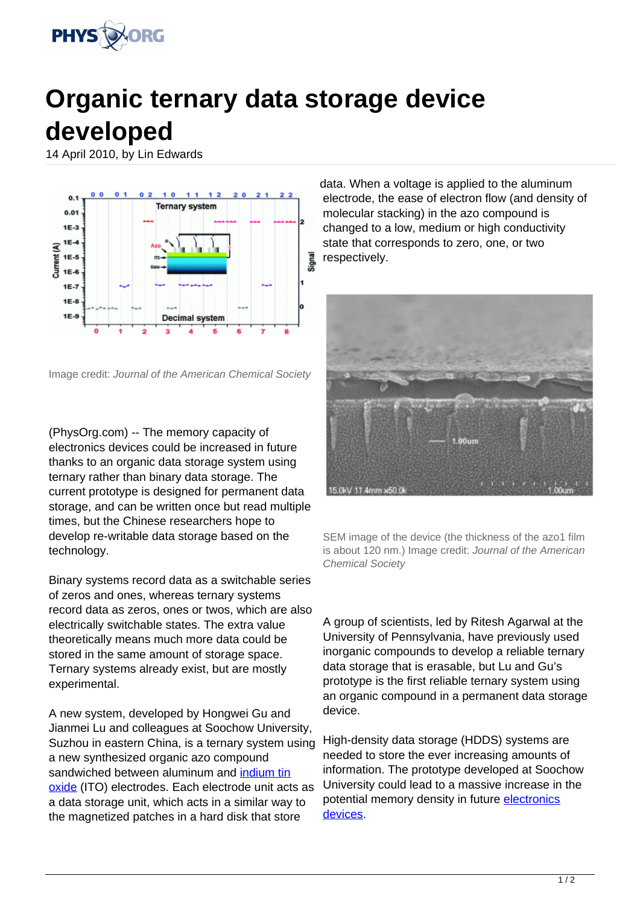# Organic ternary data storage device developed

14 April 2010, by Lin Edwards

Image credit: *Journal of the American Chemical Society*

(PhysOrg.com) -- The memory capacity of electronics devices could be increased in future thanks to an organic data storage system using ternary rather than binary data storage. The current prototype is designed for permanent data storage, and can be written once but read multiple times, but the Chinese researchers hope to develop re-writable data storage based on the technology.

Binary systems record data as a switchable series of zeros and ones, whereas ternary systems record data as zeros, ones or twos, which are also electrically switchable states. The extra value theoretically means much more data could be stored in the same amount of storage space. Ternary systems already exist, but are mostly experimental.

A new system, developed by Hongwei Gu and Jianmei Lu and colleagues at Soochow University, Suzhou in eastern China, is a ternary system using a new synthesized organic azo compound sandwiched between aluminum and indium tin oxide (ITO) electrodes. Each electrode unit acts as a data storage unit, which acts in a similar way to the magnetized patches in a hard disk that store data. When a voltage is applied to the aluminum electrode, the ease of electron flow (and density of molecular stacking) in the azo compound is changed to a low, medium or high conductivity state that corresponds to zero, one, or two respectively.

SEM image of the device (the thickness of the azo1 film is about 120 nm.) Image credit: *Journal of the American Chemical Society*

A group of scientists, led by Ritesh Agarwal at the University of Pennsylvania, have previously used inorganic compounds to develop a reliable ternary data storage that is erasable, but Lu and Gu's prototype is the first reliable ternary system using an organic compound in a permanent data storage device.

High-density data storage (HDDS) systems are needed to store the ever increasing amounts of information. The prototype developed at Soochow University could lead to a massive increase in the potential memory density in future electronics devices.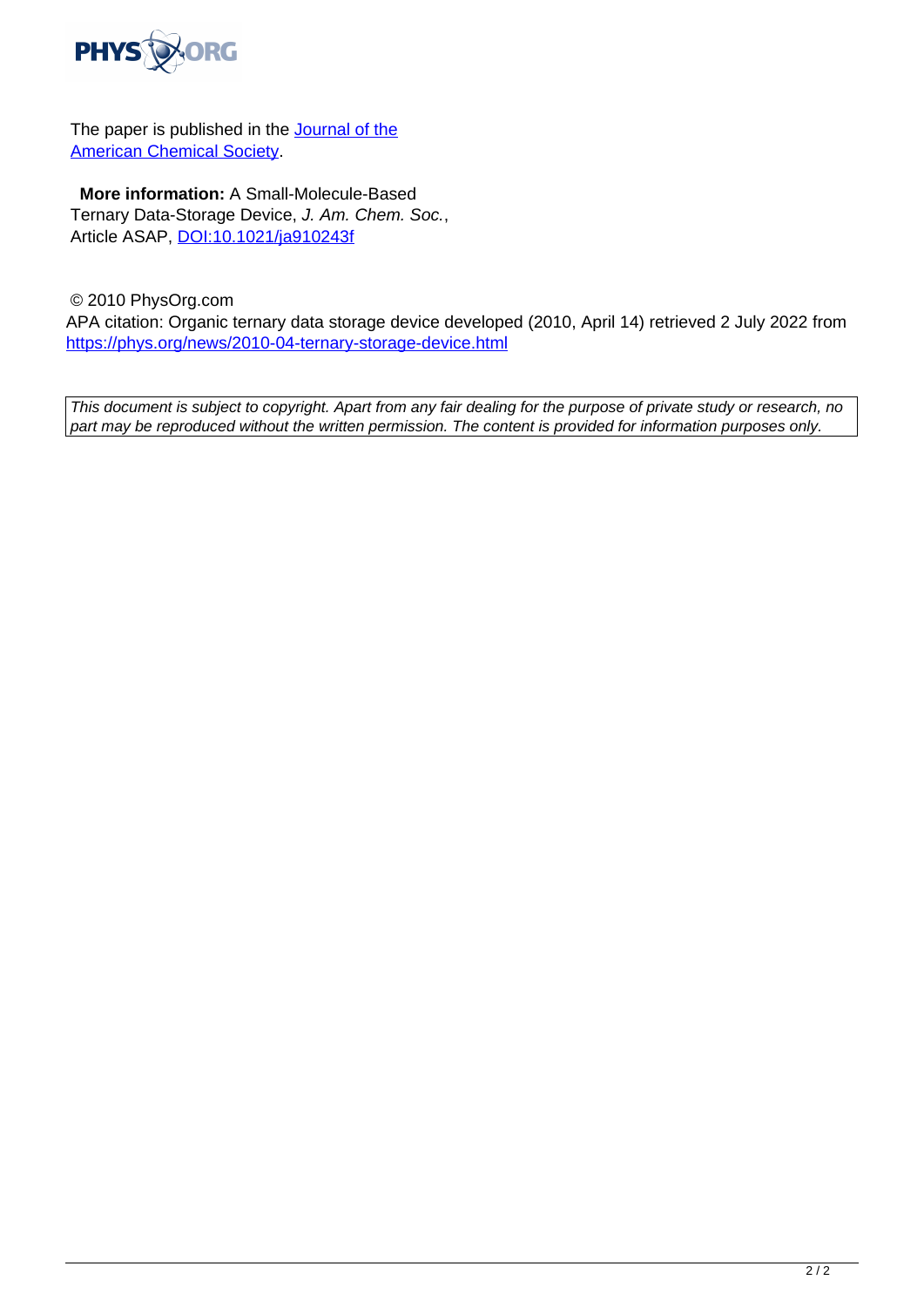The paper is published in the [Journal of the American Chemical Society](#).

**More information:** A Small-Molecule-Based Ternary Data-Storage Device, *J. Am. Chem. Soc.*, Article ASAP, [DOI:10.1021/ja910243f](#)

© 2010 PhysOrg.com

APA citation: Organic ternary data storage device developed (2010, April 14) retrieved 2 July 2022 from https://phys.org/news/2010-04-ternary-storage-device.html

*This document is subject to copyright. Apart from any fair dealing for the purpose of private study or research, no part may be reproduced without the written permission. The content is provided for information purposes only.*